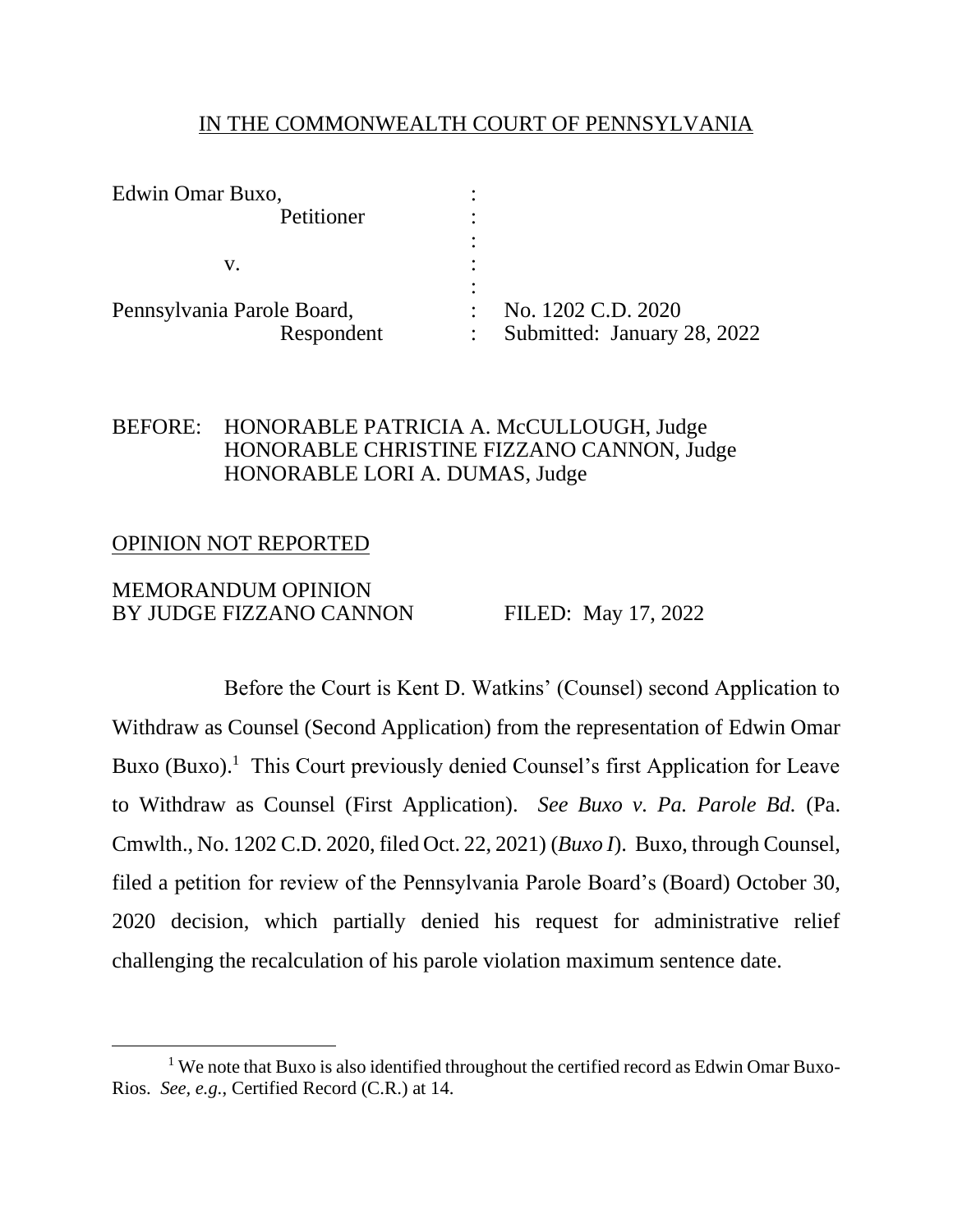IN THE COMMONWEALTH COURT OF PENNSYLVANIA

| | | |
|---|---|---|
| Edwin Omar Buxo, Petitioner | : | |
| v. | : | |
| Pennsylvania Parole Board, Respondent | : | No. 1202 C.D. 2020 |
| | : | Submitted: January 28, 2022 |

BEFORE: HONORABLE PATRICIA A. McCULLOUGH, Judge
HONORABLE CHRISTINE FIZZANO CANNON, Judge
HONORABLE LORI A. DUMAS, Judge

OPINION NOT REPORTED

MEMORANDUM OPINION
BY JUDGE FIZZANO CANNON FILED: May 17, 2022

Before the Court is Kent D. Watkins' (Counsel) second Application to Withdraw as Counsel (Second Application) from the representation of Edwin Omar Buxo (Buxo).[1] This Court previously denied Counsel's first Application for Leave to Withdraw as Counsel (First Application). *See Buxo v. Pa. Parole Bd.* (Pa. Cmwlth., No. 1202 C.D. 2020, filed Oct. 22, 2021) (*Buxo I*). Buxo, through Counsel, filed a petition for review of the Pennsylvania Parole Board's (Board) October 30, 2020 decision, which partially denied his request for administrative relief challenging the recalculation of his parole violation maximum sentence date.

[1] We note that Buxo is also identified throughout the certified record as Edwin Omar Buxo-Rios. *See, e.g.*, Certified Record (C.R.) at 14.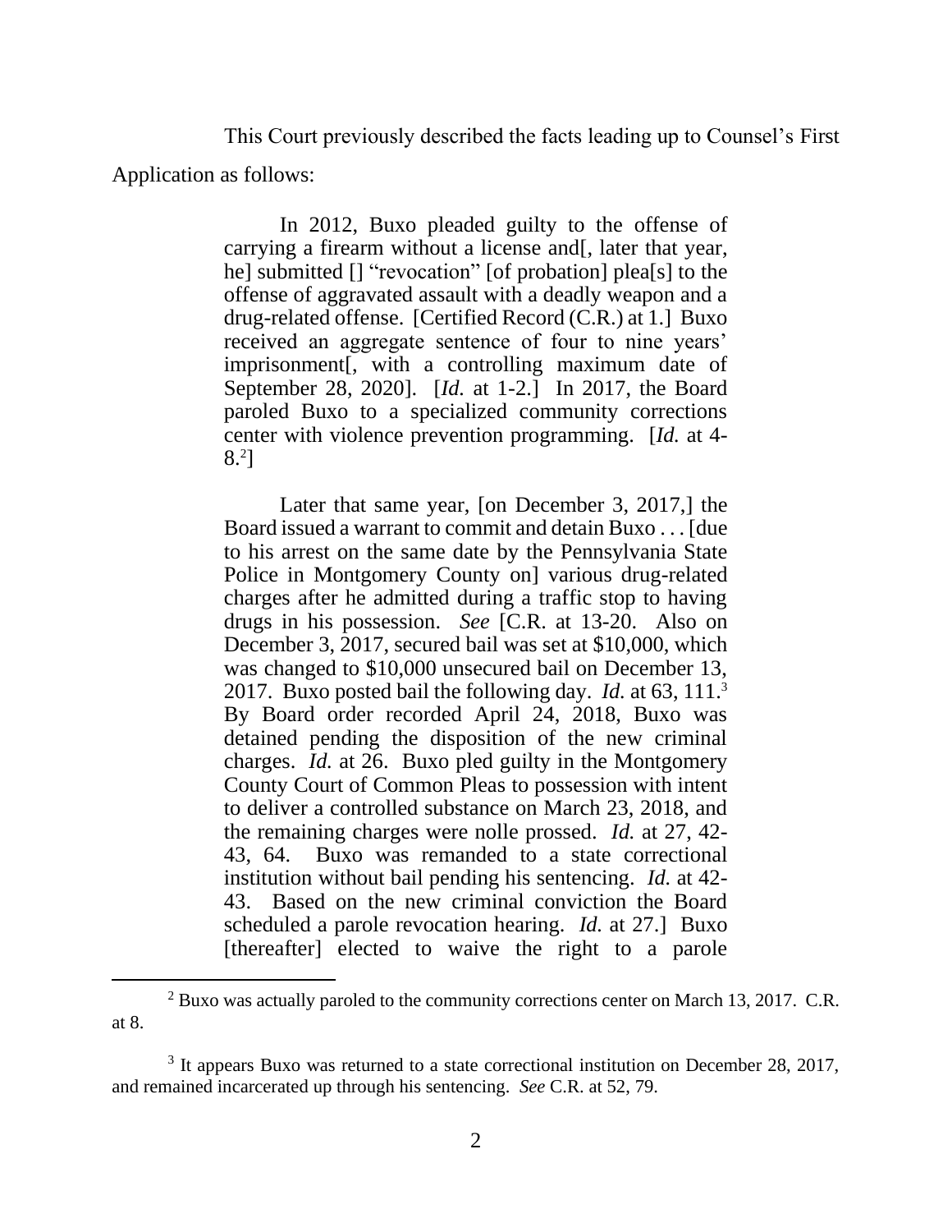This Court previously described the facts leading up to Counsel's First Application as follows:

> In 2012, Buxo pleaded guilty to the offense of carrying a firearm without a license and[, later that year, he] submitted [] "revocation" [of probation] plea[s] to the offense of aggravated assault with a deadly weapon and a drug-related offense. [Certified Record (C.R.) at 1.] Buxo received an aggregate sentence of four to nine years' imprisonment[, with a controlling maximum date of September 28, 2020]. [*Id.* at 1-2.] In 2017, the Board paroled Buxo to a specialized community corrections center with violence prevention programming. [*Id.* at 4-8.[2]]
>
> Later that same year, [on December 3, 2017,] the Board issued a warrant to commit and detain Buxo . . . [due to his arrest on the same date by the Pennsylvania State Police in Montgomery County on] various drug-related charges after he admitted during a traffic stop to having drugs in his possession. *See* [C.R. at 13-20. Also on December 3, 2017, secured bail was set at $10,000, which was changed to $10,000 unsecured bail on December 13, 2017. Buxo posted bail the following day. *Id.* at 63, 111.[3] By Board order recorded April 24, 2018, Buxo was detained pending the disposition of the new criminal charges. *Id.* at 26. Buxo pled guilty in the Montgomery County Court of Common Pleas to possession with intent to deliver a controlled substance on March 23, 2018, and the remaining charges were nolle prossed. *Id.* at 27, 42-43, 64. Buxo was remanded to a state correctional institution without bail pending his sentencing. *Id.* at 42-43. Based on the new criminal conviction the Board scheduled a parole revocation hearing. *Id.* at 27.] Buxo [thereafter] elected to waive the right to a parole

[2] Buxo was actually paroled to the community corrections center on March 13, 2017. C.R. at 8.

[3] It appears Buxo was returned to a state correctional institution on December 28, 2017, and remained incarcerated up through his sentencing. *See* C.R. at 52, 79.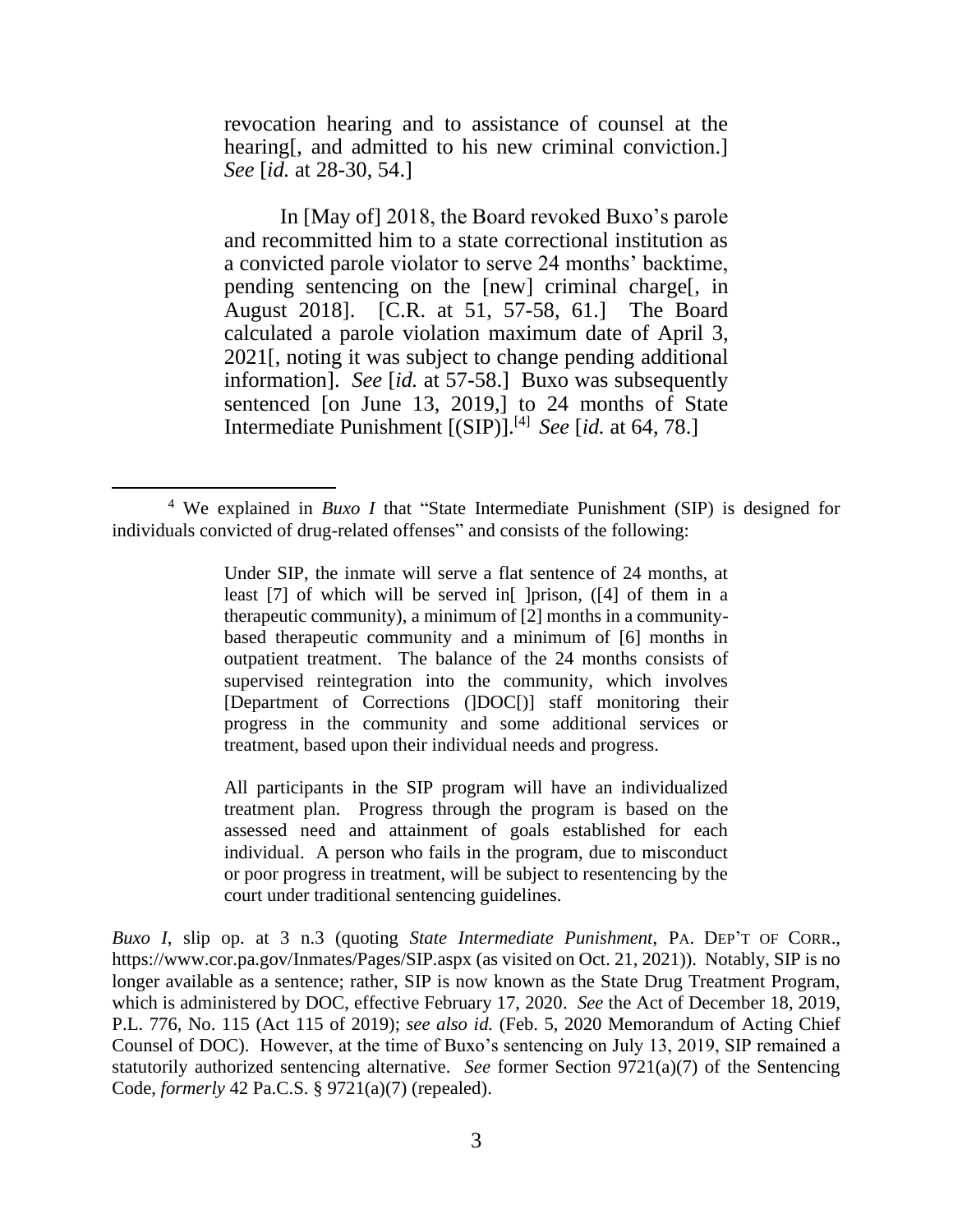> revocation hearing and to assistance of counsel at the hearing[, and admitted to his new criminal conviction.] *See* [*id.* at 28-30, 54.]
>
> In [May of] 2018, the Board revoked Buxo's parole and recommitted him to a state correctional institution as a convicted parole violator to serve 24 months' backtime, pending sentencing on the [new] criminal charge[, in August 2018]. [C.R. at 51, 57-58, 61.] The Board calculated a parole violation maximum date of April 3, 2021[, noting it was subject to change pending additional information]. *See* [*id.* at 57-58.] Buxo was subsequently sentenced [on June 13, 2019,] to 24 months of State Intermediate Punishment [(SIP)].[4] *See* [*id.* at 64, 78.]

---

[4] We explained in *Buxo I* that "State Intermediate Punishment (SIP) is designed for individuals convicted of drug-related offenses" and consists of the following:

> Under SIP, the inmate will serve a flat sentence of 24 months, at least [7] of which will be served in[ ]prison, ([4] of them in a therapeutic community), a minimum of [2] months in a community-based therapeutic community and a minimum of [6] months in outpatient treatment. The balance of the 24 months consists of supervised reintegration into the community, which involves [Department of Corrections (]DOC[)] staff monitoring their progress in the community and some additional services or treatment, based upon their individual needs and progress.
>
> All participants in the SIP program will have an individualized treatment plan. Progress through the program is based on the assessed need and attainment of goals established for each individual. A person who fails in the program, due to misconduct or poor progress in treatment, will be subject to resentencing by the court under traditional sentencing guidelines.

*Buxo I*, slip op. at 3 n.3 (quoting *State Intermediate Punishment*, PA. DEP'T OF CORR., https://www.cor.pa.gov/Inmates/Pages/SIP.aspx (as visited on Oct. 21, 2021)). Notably, SIP is no longer available as a sentence; rather, SIP is now known as the State Drug Treatment Program, which is administered by DOC, effective February 17, 2020. *See* the Act of December 18, 2019, P.L. 776, No. 115 (Act 115 of 2019); *see also id.* (Feb. 5, 2020 Memorandum of Acting Chief Counsel of DOC). However, at the time of Buxo's sentencing on July 13, 2019, SIP remained a statutorily authorized sentencing alternative. *See* former Section 9721(a)(7) of the Sentencing Code, *formerly* 42 Pa.C.S. § 9721(a)(7) (repealed).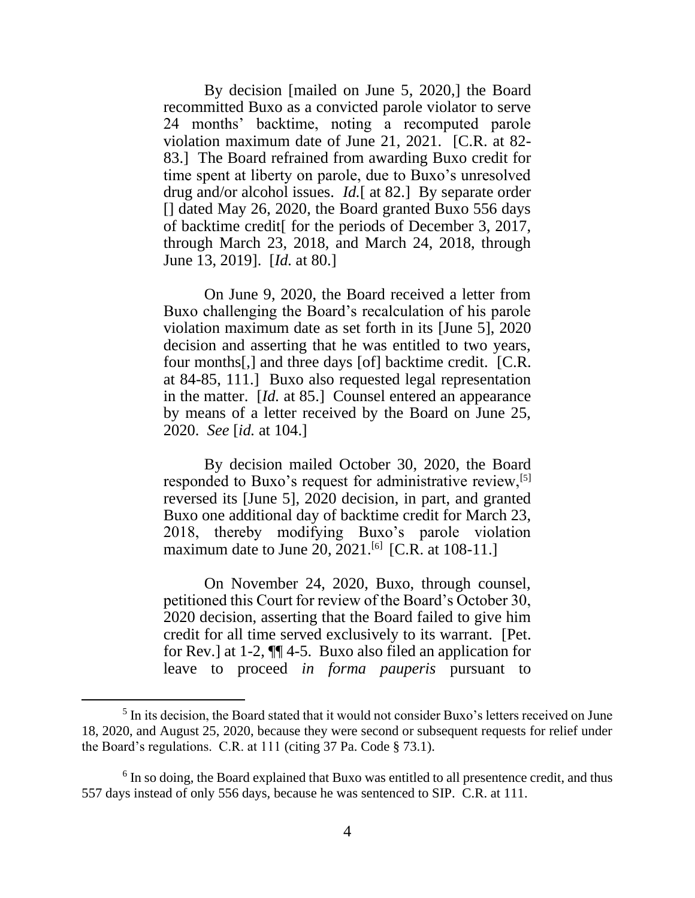By decision [mailed on June 5, 2020,] the Board recommitted Buxo as a convicted parole violator to serve 24 months' backtime, noting a recomputed parole violation maximum date of June 21, 2021. [C.R. at 82-83.] The Board refrained from awarding Buxo credit for time spent at liberty on parole, due to Buxo's unresolved drug and/or alcohol issues. *Id.*[ at 82.] By separate order [] dated May 26, 2020, the Board granted Buxo 556 days of backtime credit[ for the periods of December 3, 2017, through March 23, 2018, and March 24, 2018, through June 13, 2019]. [*Id.* at 80.]

On June 9, 2020, the Board received a letter from Buxo challenging the Board's recalculation of his parole violation maximum date as set forth in its [June 5], 2020 decision and asserting that he was entitled to two years, four months[,] and three days [of] backtime credit. [C.R. at 84-85, 111.] Buxo also requested legal representation in the matter. [*Id.* at 85.] Counsel entered an appearance by means of a letter received by the Board on June 25, 2020. *See* [*id.* at 104.]

By decision mailed October 30, 2020, the Board responded to Buxo's request for administrative review,[5] reversed its [June 5], 2020 decision, in part, and granted Buxo one additional day of backtime credit for March 23, 2018, thereby modifying Buxo's parole violation maximum date to June 20, 2021.[6] [C.R. at 108-11.]

On November 24, 2020, Buxo, through counsel, petitioned this Court for review of the Board's October 30, 2020 decision, asserting that the Board failed to give him credit for all time served exclusively to its warrant. [Pet. for Rev.] at 1-2, ¶¶ 4-5. Buxo also filed an application for leave to proceed *in forma pauperis* pursuant to

---

[5] In its decision, the Board stated that it would not consider Buxo's letters received on June 18, 2020, and August 25, 2020, because they were second or subsequent requests for relief under the Board's regulations. C.R. at 111 (citing 37 Pa. Code § 73.1).

[6] In so doing, the Board explained that Buxo was entitled to all presentence credit, and thus 557 days instead of only 556 days, because he was sentenced to SIP. C.R. at 111.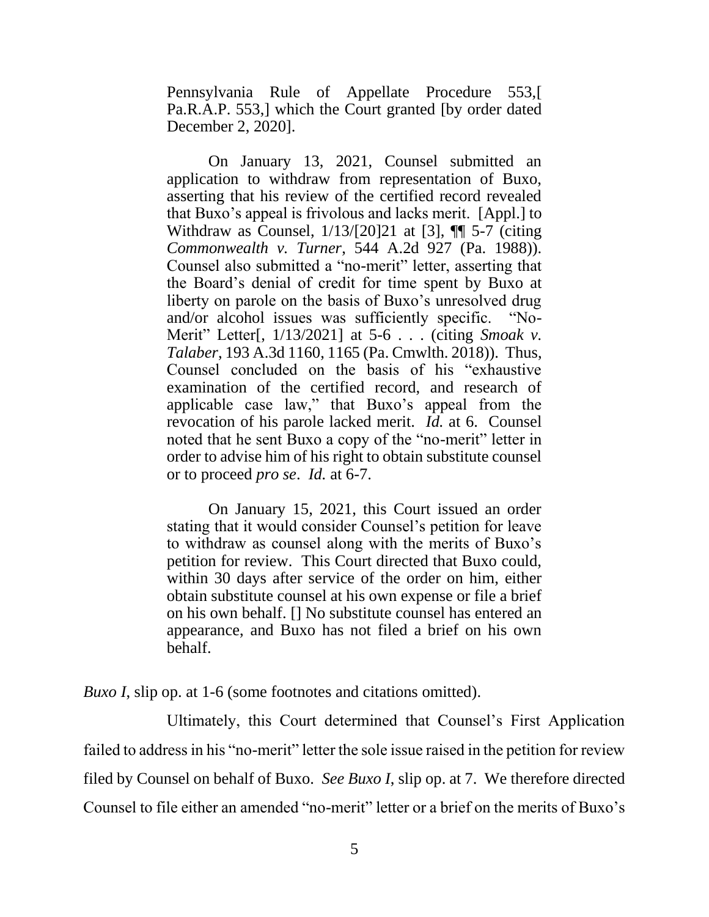> Pennsylvania Rule of Appellate Procedure 553,[ Pa.R.A.P. 553,] which the Court granted [by order dated December 2, 2020].
>
> On January 13, 2021, Counsel submitted an application to withdraw from representation of Buxo, asserting that his review of the certified record revealed that Buxo's appeal is frivolous and lacks merit. [Appl.] to Withdraw as Counsel, 1/13/[20]21 at [3], ¶¶ 5-7 (citing *Commonwealth v. Turner*, 544 A.2d 927 (Pa. 1988)). Counsel also submitted a "no-merit" letter, asserting that the Board's denial of credit for time spent by Buxo at liberty on parole on the basis of Buxo's unresolved drug and/or alcohol issues was sufficiently specific. "No-Merit" Letter[, 1/13/2021] at 5-6 . . . (citing *Smoak v. Talaber*, 193 A.3d 1160, 1165 (Pa. Cmwlth. 2018)). Thus, Counsel concluded on the basis of his "exhaustive examination of the certified record, and research of applicable case law," that Buxo's appeal from the revocation of his parole lacked merit. *Id.* at 6. Counsel noted that he sent Buxo a copy of the "no-merit" letter in order to advise him of his right to obtain substitute counsel or to proceed *pro se*. *Id.* at 6-7.
>
> On January 15, 2021, this Court issued an order stating that it would consider Counsel's petition for leave to withdraw as counsel along with the merits of Buxo's petition for review. This Court directed that Buxo could, within 30 days after service of the order on him, either obtain substitute counsel at his own expense or file a brief on his own behalf. [] No substitute counsel has entered an appearance, and Buxo has not filed a brief on his own behalf.

*Buxo I*, slip op. at 1-6 (some footnotes and citations omitted).

Ultimately, this Court determined that Counsel's First Application failed to address in his "no-merit" letter the sole issue raised in the petition for review filed by Counsel on behalf of Buxo. *See Buxo I*, slip op. at 7. We therefore directed Counsel to file either an amended "no-merit" letter or a brief on the merits of Buxo's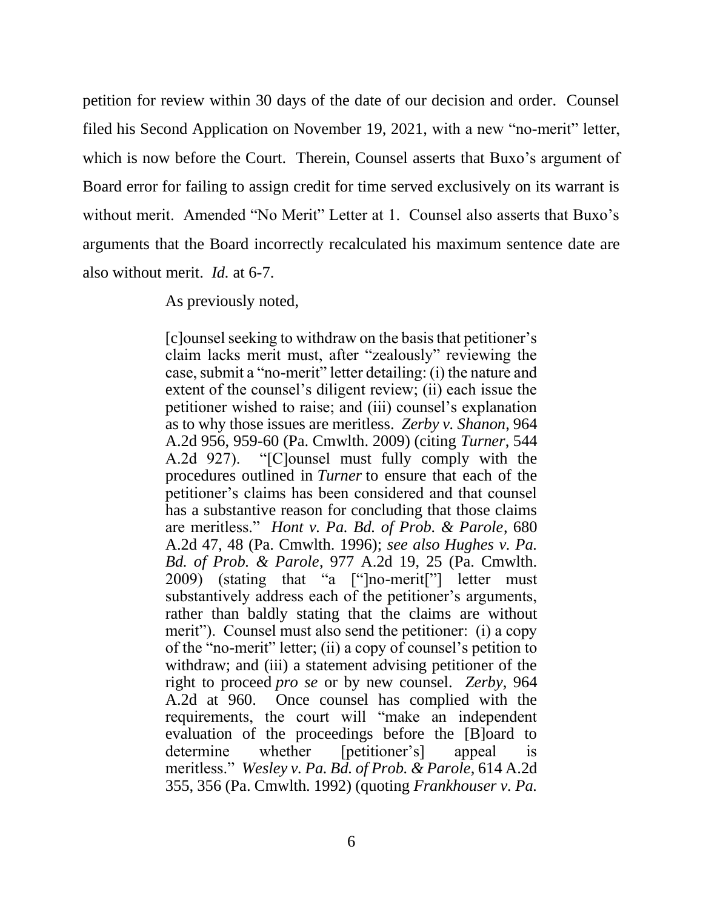petition for review within 30 days of the date of our decision and order. Counsel filed his Second Application on November 19, 2021, with a new "no-merit" letter, which is now before the Court. Therein, Counsel asserts that Buxo's argument of Board error for failing to assign credit for time served exclusively on its warrant is without merit. Amended "No Merit" Letter at 1. Counsel also asserts that Buxo's arguments that the Board incorrectly recalculated his maximum sentence date are also without merit. *Id.* at 6-7.

As previously noted,

> [c]ounsel seeking to withdraw on the basis that petitioner's claim lacks merit must, after "zealously" reviewing the case, submit a "no-merit" letter detailing: (i) the nature and extent of the counsel's diligent review; (ii) each issue the petitioner wished to raise; and (iii) counsel's explanation as to why those issues are meritless. *Zerby v. Shanon*, 964 A.2d 956, 959-60 (Pa. Cmwlth. 2009) (citing *Turner*, 544 A.2d 927). "[C]ounsel must fully comply with the procedures outlined in *Turner* to ensure that each of the petitioner's claims has been considered and that counsel has a substantive reason for concluding that those claims are meritless." *Hont v. Pa. Bd. of Prob. & Parole*, 680 A.2d 47, 48 (Pa. Cmwlth. 1996); *see also Hughes v. Pa. Bd. of Prob. & Parole*, 977 A.2d 19, 25 (Pa. Cmwlth. 2009) (stating that "a ["]no-merit["] letter must substantively address each of the petitioner's arguments, rather than baldly stating that the claims are without merit"). Counsel must also send the petitioner: (i) a copy of the "no-merit" letter; (ii) a copy of counsel's petition to withdraw; and (iii) a statement advising petitioner of the right to proceed *pro se* or by new counsel. *Zerby*, 964 A.2d at 960. Once counsel has complied with the requirements, the court will "make an independent evaluation of the proceedings before the [B]oard to determine whether [petitioner's] appeal is meritless." *Wesley v. Pa. Bd. of Prob. & Parole*, 614 A.2d 355, 356 (Pa. Cmwlth. 1992) (quoting *Frankhouser v. Pa.*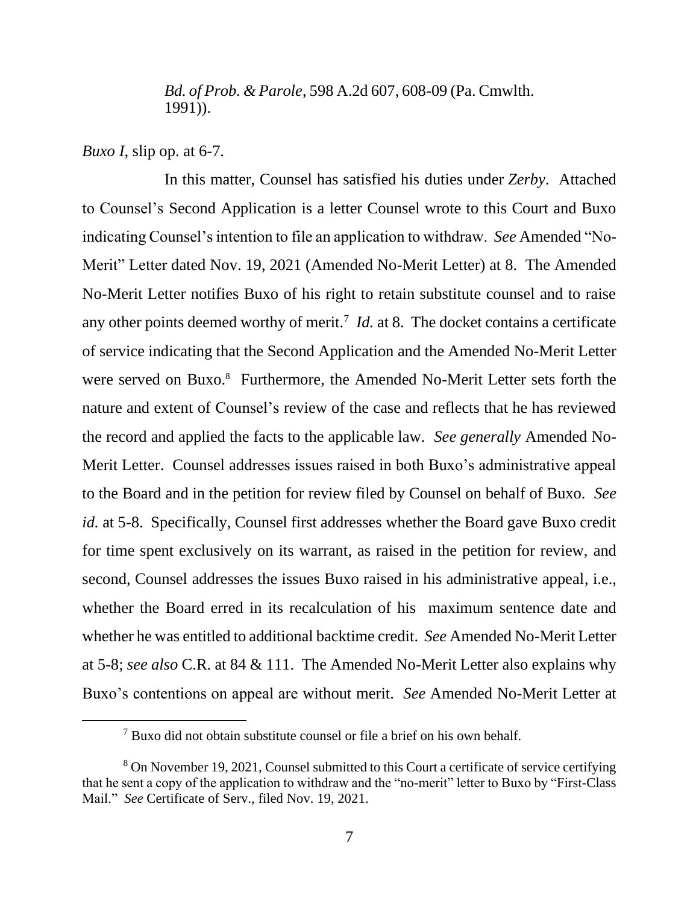*Bd. of Prob. & Parole*, 598 A.2d 607, 608-09 (Pa. Cmwlth. 1991)).

*Buxo I*, slip op. at 6-7.

In this matter, Counsel has satisfied his duties under *Zerby*. Attached to Counsel's Second Application is a letter Counsel wrote to this Court and Buxo indicating Counsel's intention to file an application to withdraw. *See* Amended "No-Merit" Letter dated Nov. 19, 2021 (Amended No-Merit Letter) at 8. The Amended No-Merit Letter notifies Buxo of his right to retain substitute counsel and to raise any other points deemed worthy of merit.[7] *Id.* at 8. The docket contains a certificate of service indicating that the Second Application and the Amended No-Merit Letter were served on Buxo.[8] Furthermore, the Amended No-Merit Letter sets forth the nature and extent of Counsel's review of the case and reflects that he has reviewed the record and applied the facts to the applicable law. *See generally* Amended No-Merit Letter. Counsel addresses issues raised in both Buxo's administrative appeal to the Board and in the petition for review filed by Counsel on behalf of Buxo. *See id.* at 5-8. Specifically, Counsel first addresses whether the Board gave Buxo credit for time spent exclusively on its warrant, as raised in the petition for review, and second, Counsel addresses the issues Buxo raised in his administrative appeal, i.e., whether the Board erred in its recalculation of his maximum sentence date and whether he was entitled to additional backtime credit. *See* Amended No-Merit Letter at 5-8; *see also* C.R. at 84 & 111. The Amended No-Merit Letter also explains why Buxo's contentions on appeal are without merit. *See* Amended No-Merit Letter at

---

[7] Buxo did not obtain substitute counsel or file a brief on his own behalf.

[8] On November 19, 2021, Counsel submitted to this Court a certificate of service certifying that he sent a copy of the application to withdraw and the "no-merit" letter to Buxo by "First-Class Mail." *See* Certificate of Serv., filed Nov. 19, 2021.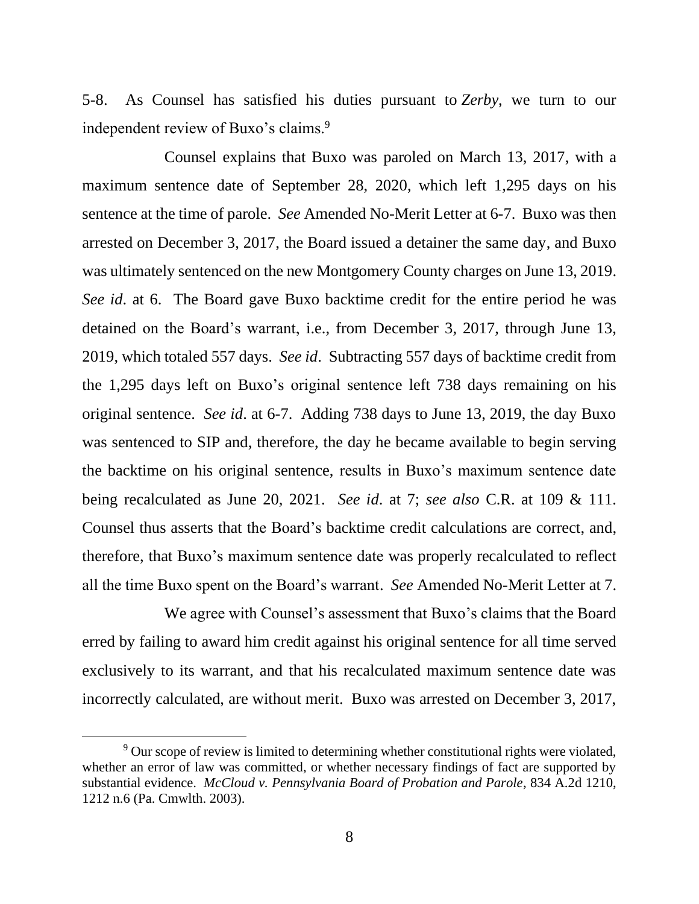5-8. As Counsel has satisfied his duties pursuant to *Zerby*, we turn to our independent review of Buxo's claims.[9]

Counsel explains that Buxo was paroled on March 13, 2017, with a maximum sentence date of September 28, 2020, which left 1,295 days on his sentence at the time of parole. *See* Amended No-Merit Letter at 6-7. Buxo was then arrested on December 3, 2017, the Board issued a detainer the same day, and Buxo was ultimately sentenced on the new Montgomery County charges on June 13, 2019. *See id*. at 6. The Board gave Buxo backtime credit for the entire period he was detained on the Board's warrant, i.e., from December 3, 2017, through June 13, 2019, which totaled 557 days. *See id*. Subtracting 557 days of backtime credit from the 1,295 days left on Buxo's original sentence left 738 days remaining on his original sentence. *See id*. at 6-7. Adding 738 days to June 13, 2019, the day Buxo was sentenced to SIP and, therefore, the day he became available to begin serving the backtime on his original sentence, results in Buxo's maximum sentence date being recalculated as June 20, 2021. *See id*. at 7; *see also* C.R. at 109 & 111. Counsel thus asserts that the Board's backtime credit calculations are correct, and, therefore, that Buxo's maximum sentence date was properly recalculated to reflect all the time Buxo spent on the Board's warrant. *See* Amended No-Merit Letter at 7.

We agree with Counsel's assessment that Buxo's claims that the Board erred by failing to award him credit against his original sentence for all time served exclusively to its warrant, and that his recalculated maximum sentence date was incorrectly calculated, are without merit. Buxo was arrested on December 3, 2017,

[9] Our scope of review is limited to determining whether constitutional rights were violated, whether an error of law was committed, or whether necessary findings of fact are supported by substantial evidence. *McCloud v. Pennsylvania Board of Probation and Parole*, 834 A.2d 1210, 1212 n.6 (Pa. Cmwlth. 2003).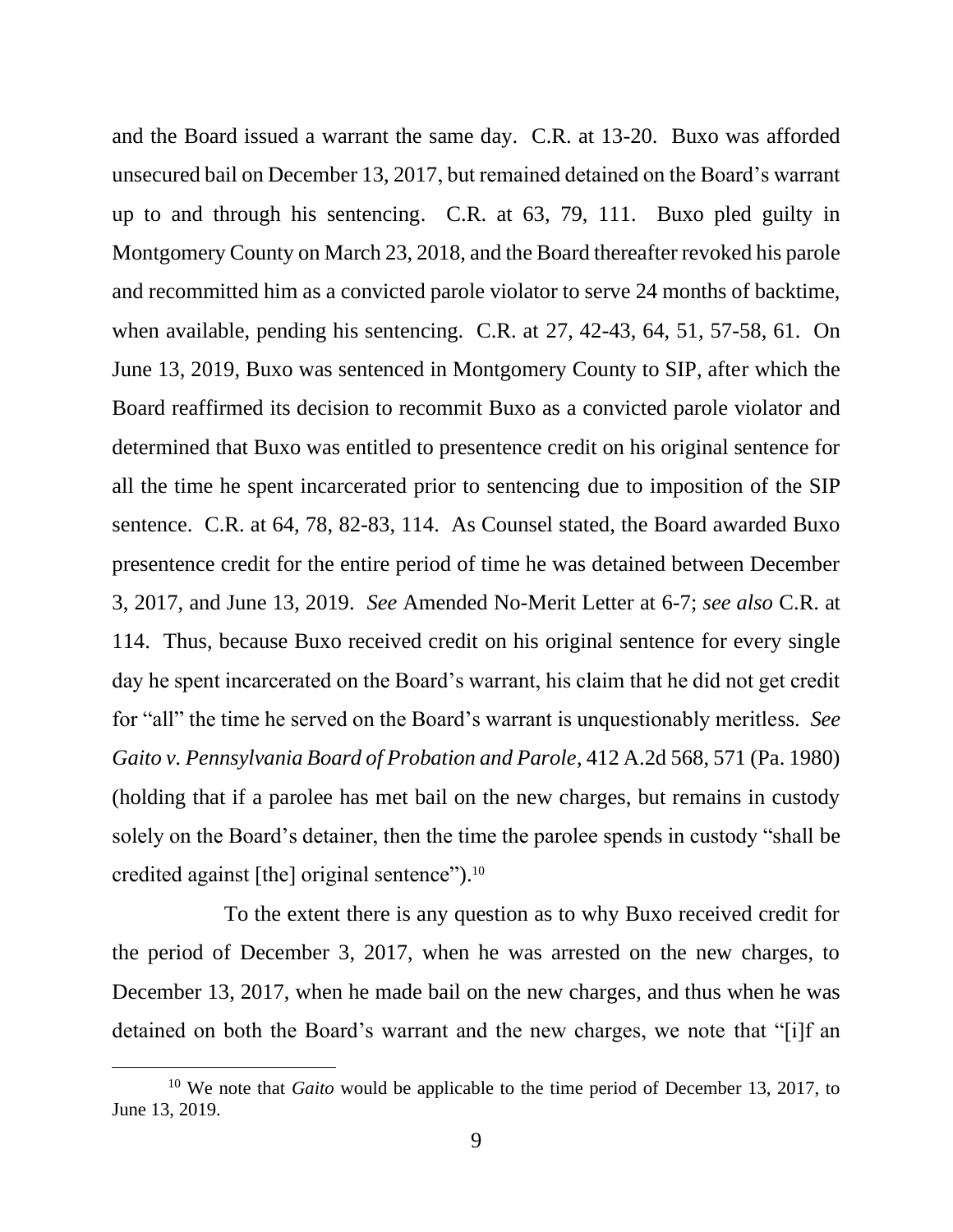and the Board issued a warrant the same day. C.R. at 13-20. Buxo was afforded unsecured bail on December 13, 2017, but remained detained on the Board's warrant up to and through his sentencing. C.R. at 63, 79, 111. Buxo pled guilty in Montgomery County on March 23, 2018, and the Board thereafter revoked his parole and recommitted him as a convicted parole violator to serve 24 months of backtime, when available, pending his sentencing. C.R. at 27, 42-43, 64, 51, 57-58, 61. On June 13, 2019, Buxo was sentenced in Montgomery County to SIP, after which the Board reaffirmed its decision to recommit Buxo as a convicted parole violator and determined that Buxo was entitled to presentence credit on his original sentence for all the time he spent incarcerated prior to sentencing due to imposition of the SIP sentence. C.R. at 64, 78, 82-83, 114. As Counsel stated, the Board awarded Buxo presentence credit for the entire period of time he was detained between December 3, 2017, and June 13, 2019. *See* Amended No-Merit Letter at 6-7; *see also* C.R. at 114. Thus, because Buxo received credit on his original sentence for every single day he spent incarcerated on the Board's warrant, his claim that he did not get credit for "all" the time he served on the Board's warrant is unquestionably meritless. *See Gaito v. Pennsylvania Board of Probation and Parole*, 412 A.2d 568, 571 (Pa. 1980) (holding that if a parolee has met bail on the new charges, but remains in custody solely on the Board's detainer, then the time the parolee spends in custody "shall be credited against [the] original sentence").[10]

To the extent there is any question as to why Buxo received credit for the period of December 3, 2017, when he was arrested on the new charges, to December 13, 2017, when he made bail on the new charges, and thus when he was detained on both the Board's warrant and the new charges, we note that "[i]f an

[10] We note that *Gaito* would be applicable to the time period of December 13, 2017, to June 13, 2019.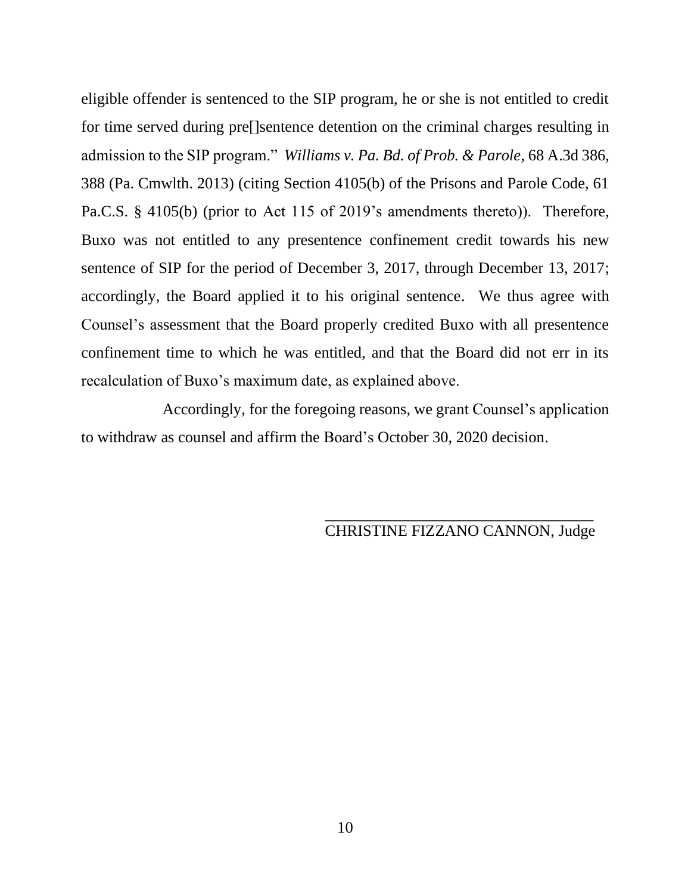eligible offender is sentenced to the SIP program, he or she is not entitled to credit for time served during pre[]sentence detention on the criminal charges resulting in admission to the SIP program." *Williams v. Pa. Bd. of Prob. & Parole*, 68 A.3d 386, 388 (Pa. Cmwlth. 2013) (citing Section 4105(b) of the Prisons and Parole Code, 61 Pa.C.S. § 4105(b) (prior to Act 115 of 2019's amendments thereto)). Therefore, Buxo was not entitled to any presentence confinement credit towards his new sentence of SIP for the period of December 3, 2017, through December 13, 2017; accordingly, the Board applied it to his original sentence. We thus agree with Counsel's assessment that the Board properly credited Buxo with all presentence confinement time to which he was entitled, and that the Board did not err in its recalculation of Buxo's maximum date, as explained above.

Accordingly, for the foregoing reasons, we grant Counsel's application to withdraw as counsel and affirm the Board's October 30, 2020 decision.

\_\_\_\_\_\_\_\_\_\_\_\_\_\_\_\_\_\_\_\_\_\_\_\_\_\_\_\_\_\_\_\_\_\_

CHRISTINE FIZZANO CANNON, Judge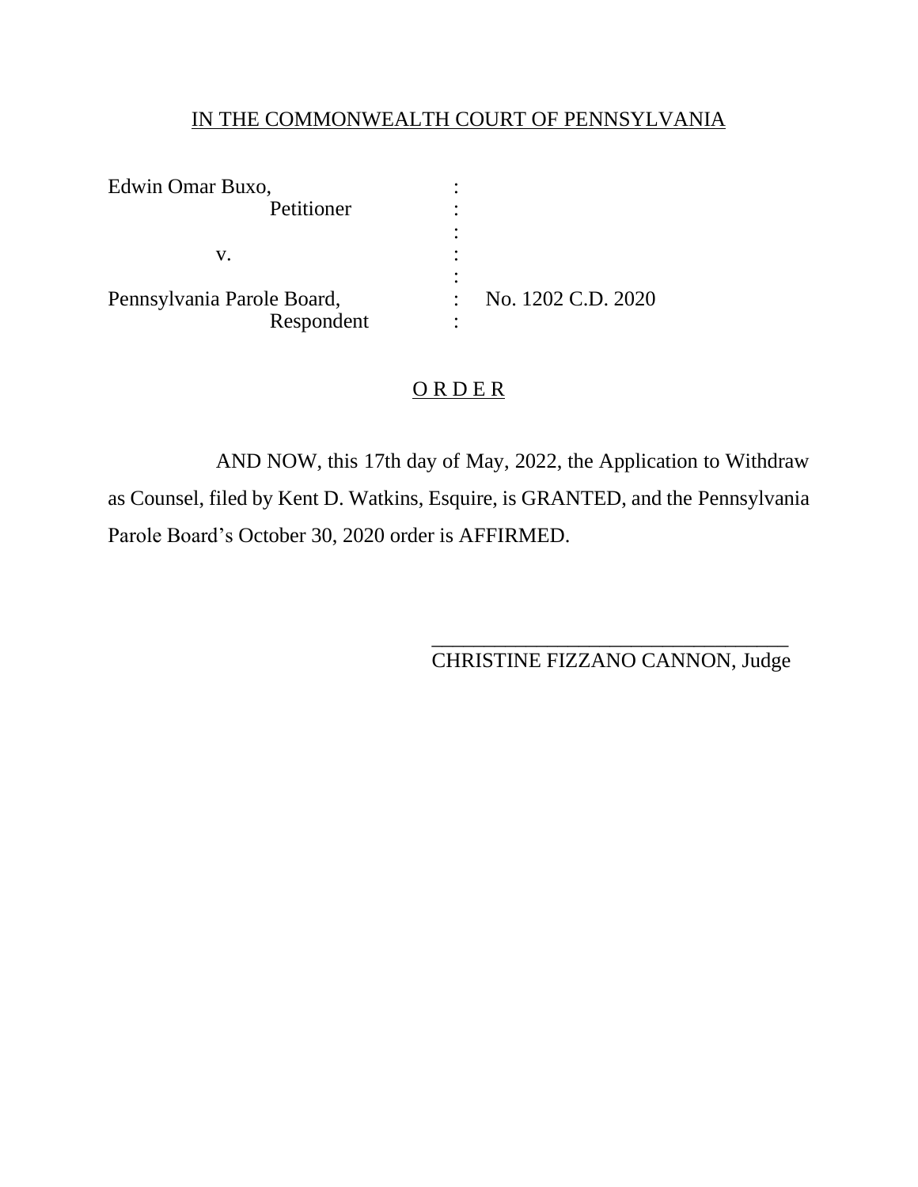IN THE COMMONWEALTH COURT OF PENNSYLVANIA

| | | |
|---|---|---|
| Edwin Omar Buxo, Petitioner | : | |
| v. | : | |
| Pennsylvania Parole Board, Respondent | : | No. 1202 C.D. 2020 |

## O R D E R

AND NOW, this 17th day of May, 2022, the Application to Withdraw as Counsel, filed by Kent D. Watkins, Esquire, is GRANTED, and the Pennsylvania Parole Board's October 30, 2020 order is AFFIRMED.

\_\_\_\_\_\_\_\_\_\_\_\_\_\_\_\_\_\_\_\_\_\_\_\_\_\_\_\_\_\_\_\_\_\_
CHRISTINE FIZZANO CANNON, Judge